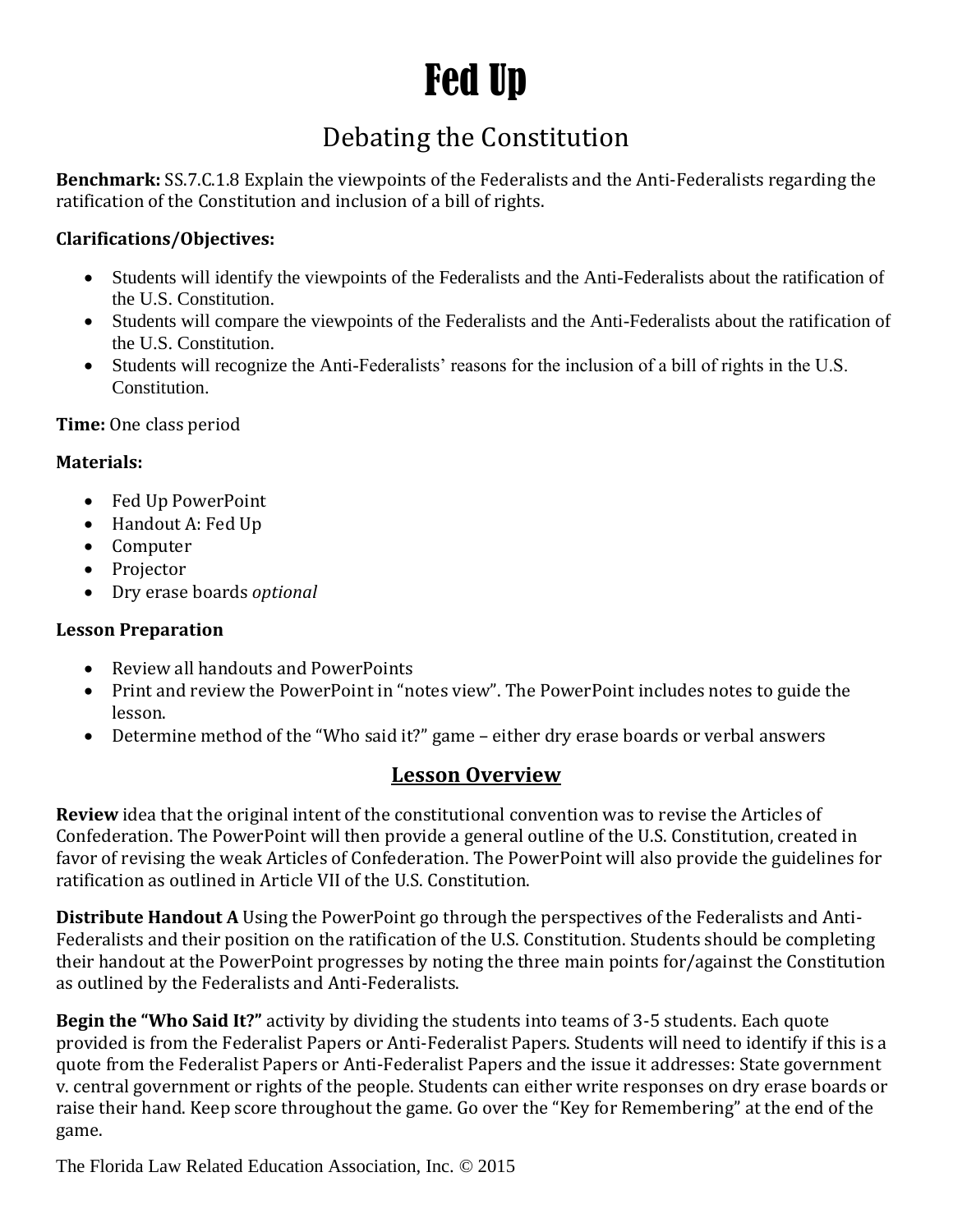# Fed Up

## Debating the Constitution

**Benchmark:** SS.7.C.1.8 Explain the viewpoints of the Federalists and the Anti-Federalists regarding the ratification of the Constitution and inclusion of a bill of rights.

**Clarifications/Objectives:**

- Students will identify the viewpoints of the Federalists and the Anti-Federalists about the ratification of the U.S. Constitution.
- Students will compare the viewpoints of the Federalists and the Anti-Federalists about the ratification of the U.S. Constitution.
- Students will recognize the Anti-Federalists' reasons for the inclusion of a bill of rights in the U.S. Constitution.

**Time:** One class period

**Materials:**

- Fed Up PowerPoint
- Handout A: Fed Up
- Computer
- Projector
- Dry erase boards *optional*

**Lesson Preparation**

- Review all handouts and PowerPoints
- Print and review the PowerPoint in "notes view". The PowerPoint includes notes to guide the lesson.
- Determine method of the "Who said it?" game – either dry erase boards or verbal answers

## Lesson Overview

**Review** idea that the original intent of the constitutional convention was to revise the Articles of Confederation. The PowerPoint will then provide a general outline of the U.S. Constitution, created in favor of revising the weak Articles of Confederation. The PowerPoint will also provide the guidelines for ratification as outlined in Article VII of the U.S. Constitution.

**Distribute Handout A** Using the PowerPoint go through the perspectives of the Federalists and Anti-Federalists and their position on the ratification of the U.S. Constitution. Students should be completing their handout at the PowerPoint progresses by noting the three main points for/against the Constitution as outlined by the Federalists and Anti-Federalists.

**Begin the "Who Said It?"** activity by dividing the students into teams of 3-5 students. Each quote provided is from the Federalist Papers or Anti-Federalist Papers. Students will need to identify if this is a quote from the Federalist Papers or Anti-Federalist Papers and the issue it addresses: State government v. central government or rights of the people. Students can either write responses on dry erase boards or raise their hand. Keep score throughout the game. Go over the "Key for Remembering" at the end of the game.

The Florida Law Related Education Association, Inc. © 2015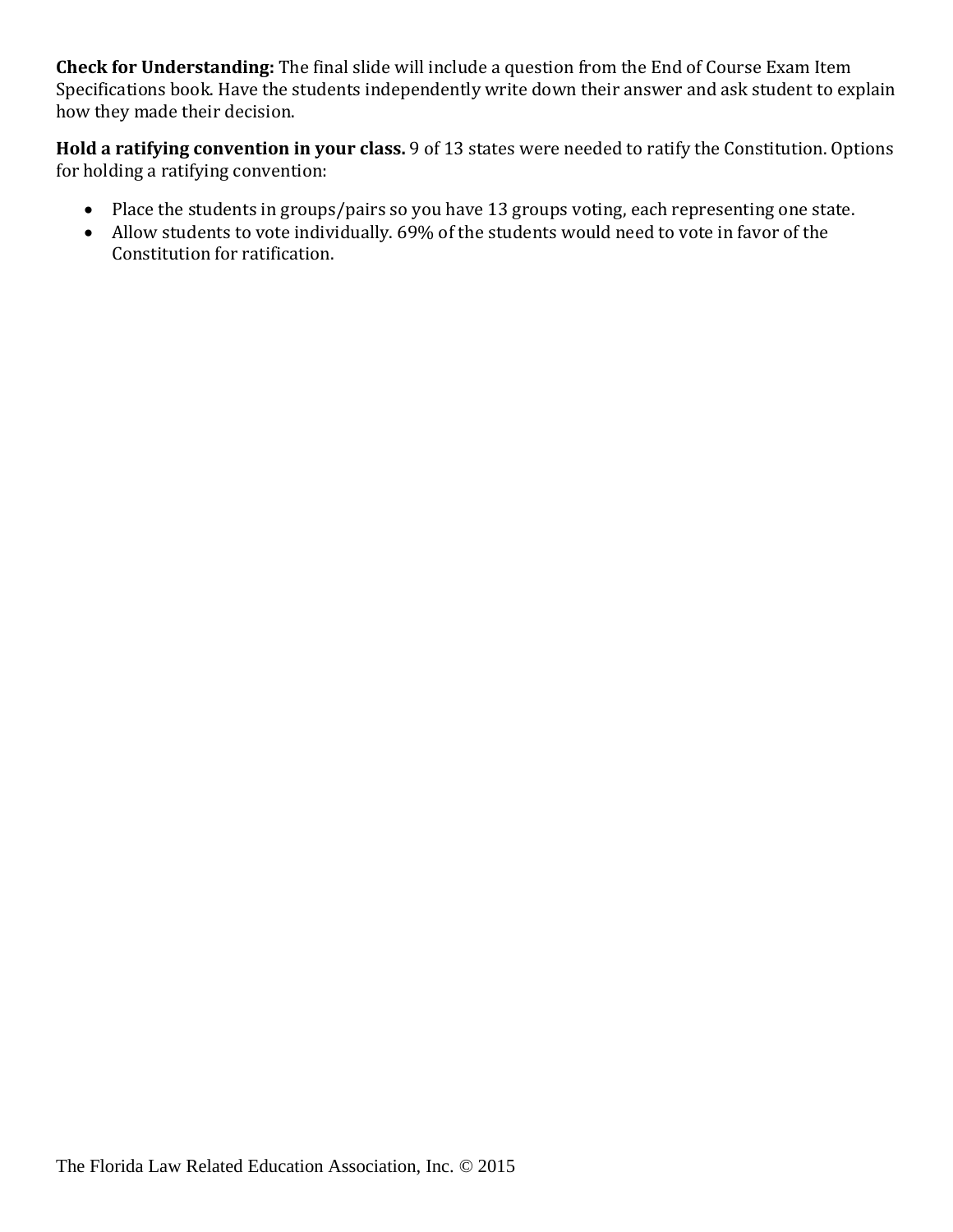**Check for Understanding:** The final slide will include a question from the End of Course Exam Item Specifications book. Have the students independently write down their answer and ask student to explain how they made their decision.

**Hold a ratifying convention in your class.** 9 of 13 states were needed to ratify the Constitution. Options for holding a ratifying convention:

- Place the students in groups/pairs so you have 13 groups voting, each representing one state.
- Allow students to vote individually. 69% of the students would need to vote in favor of the Constitution for ratification.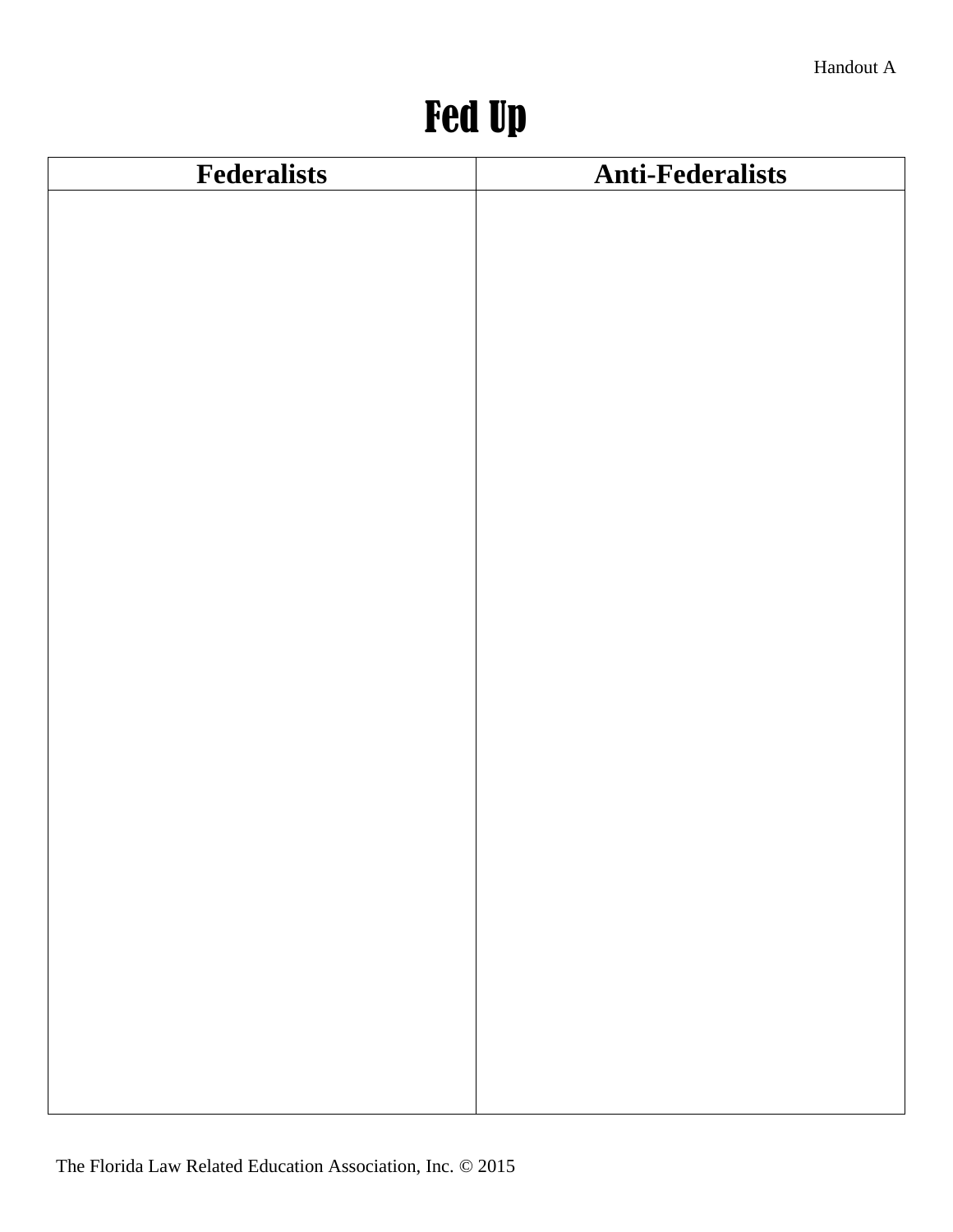Handout A

# Fed Up

| Federalists | Anti-Federalists |
|---|---|
| | |

The Florida Law Related Education Association, Inc. © 2015